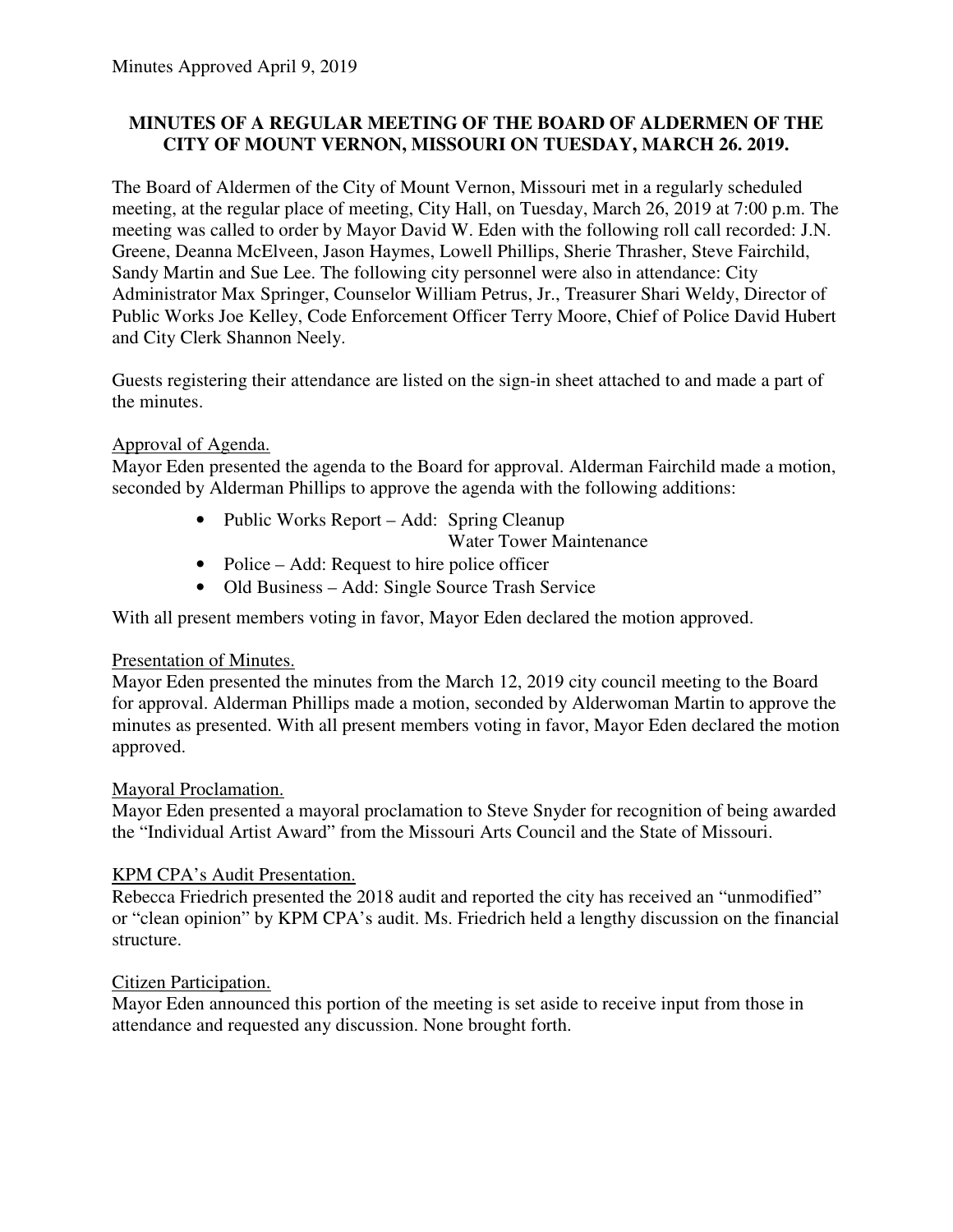Minutes Approved April 9, 2019

**MINUTES OF A REGULAR MEETING OF THE BOARD OF ALDERMEN OF THE CITY OF MOUNT VERNON, MISSOURI ON TUESDAY, MARCH 26. 2019.**

The Board of Aldermen of the City of Mount Vernon, Missouri met in a regularly scheduled meeting, at the regular place of meeting, City Hall, on Tuesday, March 26, 2019 at 7:00 p.m. The meeting was called to order by Mayor David W. Eden with the following roll call recorded: J.N. Greene, Deanna McElveen, Jason Haymes, Lowell Phillips, Sherie Thrasher, Steve Fairchild, Sandy Martin and Sue Lee. The following city personnel were also in attendance: City Administrator Max Springer, Counselor William Petrus, Jr., Treasurer Shari Weldy, Director of Public Works Joe Kelley, Code Enforcement Officer Terry Moore, Chief of Police David Hubert and City Clerk Shannon Neely.

Guests registering their attendance are listed on the sign-in sheet attached to and made a part of the minutes.

Approval of Agenda.
Mayor Eden presented the agenda to the Board for approval. Alderman Fairchild made a motion, seconded by Alderman Phillips to approve the agenda with the following additions:

- Public Works Report – Add: Spring Cleanup
  Water Tower Maintenance
- Police – Add: Request to hire police officer
- Old Business – Add: Single Source Trash Service

With all present members voting in favor, Mayor Eden declared the motion approved.

Presentation of Minutes.
Mayor Eden presented the minutes from the March 12, 2019 city council meeting to the Board for approval. Alderman Phillips made a motion, seconded by Alderwoman Martin to approve the minutes as presented. With all present members voting in favor, Mayor Eden declared the motion approved.

Mayoral Proclamation.
Mayor Eden presented a mayoral proclamation to Steve Snyder for recognition of being awarded the "Individual Artist Award" from the Missouri Arts Council and the State of Missouri.

KPM CPA's Audit Presentation.
Rebecca Friedrich presented the 2018 audit and reported the city has received an "unmodified" or "clean opinion" by KPM CPA's audit. Ms. Friedrich held a lengthy discussion on the financial structure.

Citizen Participation.
Mayor Eden announced this portion of the meeting is set aside to receive input from those in attendance and requested any discussion. None brought forth.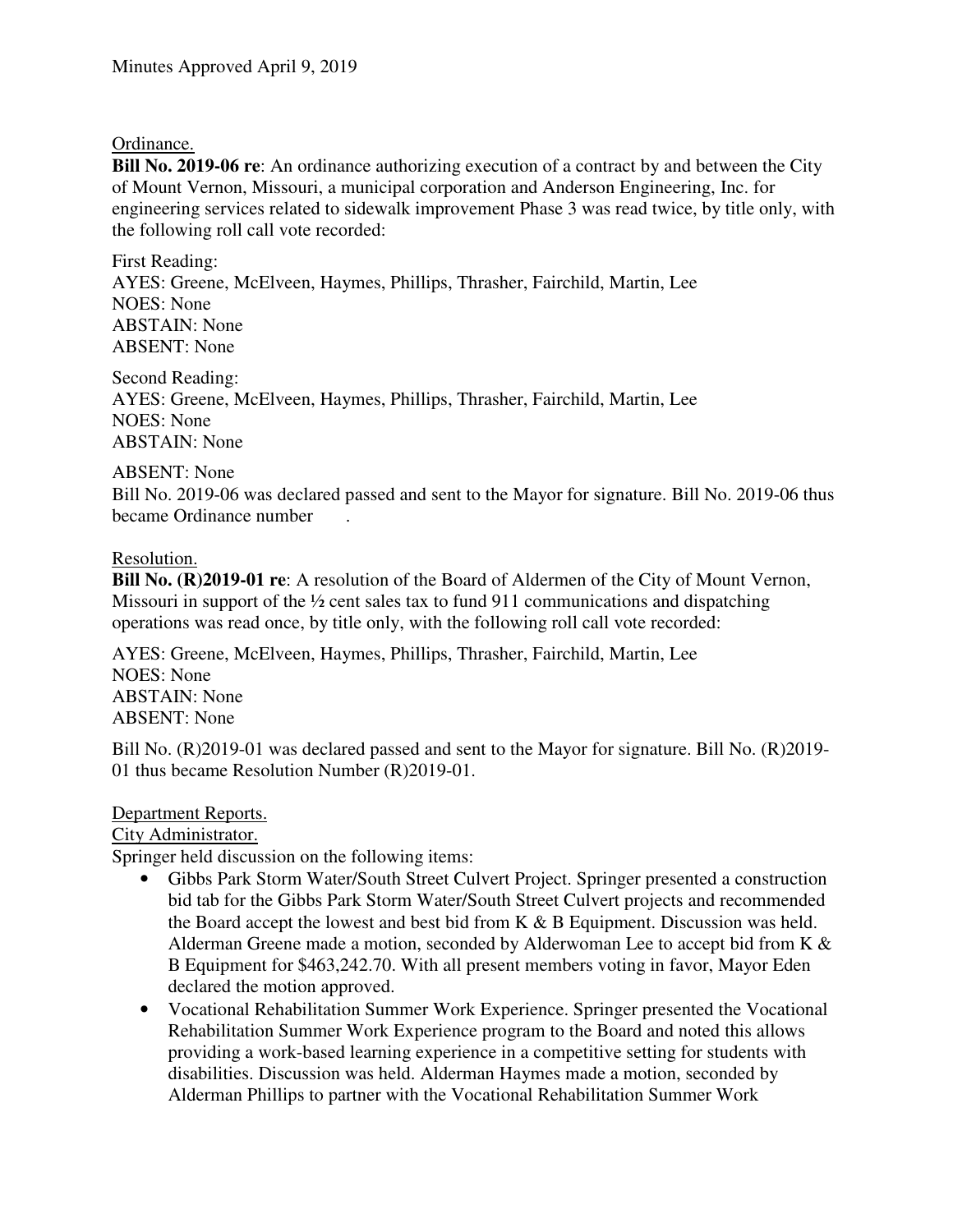Minutes Approved April 9, 2019

Ordinance.

**Bill No. 2019-06 re**: An ordinance authorizing execution of a contract by and between the City of Mount Vernon, Missouri, a municipal corporation and Anderson Engineering, Inc. for engineering services related to sidewalk improvement Phase 3 was read twice, by title only, with the following roll call vote recorded:

First Reading:
AYES: Greene, McElveen, Haymes, Phillips, Thrasher, Fairchild, Martin, Lee
NOES: None
ABSTAIN: None
ABSENT: None

Second Reading:
AYES: Greene, McElveen, Haymes, Phillips, Thrasher, Fairchild, Martin, Lee
NOES: None
ABSTAIN: None

ABSENT: None
Bill No. 2019-06 was declared passed and sent to the Mayor for signature. Bill No. 2019-06 thus became Ordinance number .

Resolution.

**Bill No. (R)2019-01 re**: A resolution of the Board of Aldermen of the City of Mount Vernon, Missouri (in support of the ½ cent sales tax to fund 911 communications and dispatching operations was read once, by title only, with the following roll call vote recorded:

AYES: Greene, McElveen, Haymes, Phillips, Thrasher, Fairchild, Martin, Lee
NOES: None
ABSTAIN: None
ABSENT: None

Bill No. (R)2019-01 was declared passed and sent to the Mayor for signature. Bill No. (R)2019-01 thus became Resolution Number (R)2019-01.

Department Reports.

City Administrator.

Springer held discussion on the following items:

- Gibbs Park Storm Water/South Street Culvert Project. Springer presented a construction bid tab for the Gibbs Park Storm Water/South Street Culvert projects and recommended the Board accept the lowest and best bid from K & B Equipment. Discussion was held. Alderman Greene made a motion, seconded by Alderwoman Lee to accept bid from K & B Equipment for $463,242.70. With all present members voting in favor, Mayor Eden declared the motion approved.
- Vocational Rehabilitation Summer Work Experience. Springer presented the Vocational Rehabilitation Summer Work Experience program to the Board and noted this allows providing a work-based learning experience in a competitive setting for students with disabilities. Discussion was held. Alderman Haymes made a motion, seconded by Alderman Phillips to partner with the Vocational Rehabilitation Summer Work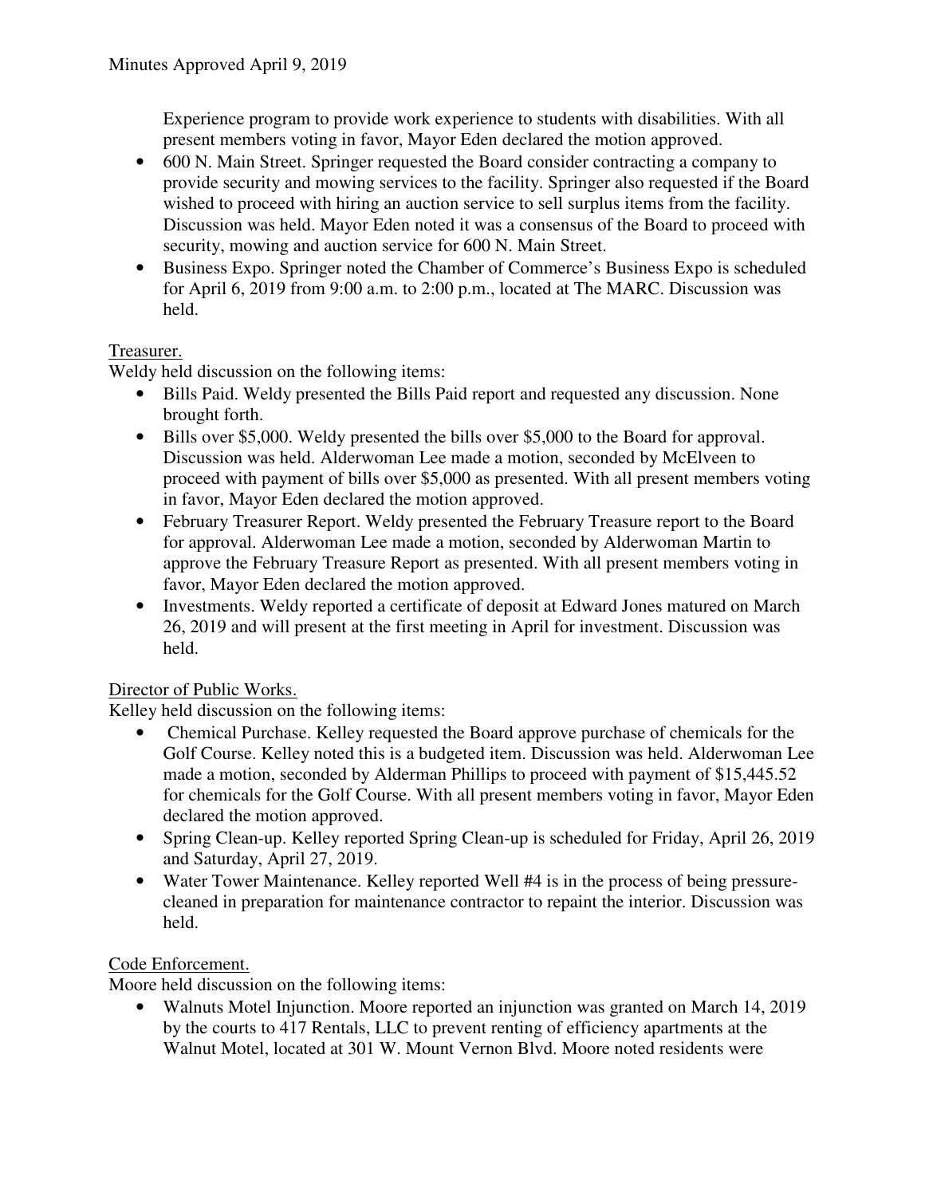Experience program to provide work experience to students with disabilities. With all present members voting in favor, Mayor Eden declared the motion approved.

- 600 N. Main Street. Springer requested the Board consider contracting a company to provide security and mowing services to the facility. Springer also requested if the Board wished to proceed with hiring an auction service to sell surplus items from the facility. Discussion was held. Mayor Eden noted it was a consensus of the Board to proceed with security, mowing and auction service for 600 N. Main Street.
- Business Expo. Springer noted the Chamber of Commerce's Business Expo is scheduled for April 6, 2019 from 9:00 a.m. to 2:00 p.m., located at The MARC. Discussion was held.

Treasurer.

Weldy held discussion on the following items:

- Bills Paid. Weldy presented the Bills Paid report and requested any discussion. None brought forth.
- Bills over $5,000. Weldy presented the bills over $5,000 to the Board for approval. Discussion was held. Alderwoman Lee made a motion, seconded by McElveen to proceed with payment of bills over $5,000 as presented. With all present members voting in favor, Mayor Eden declared the motion approved.
- February Treasurer Report. Weldy presented the February Treasure report to the Board for approval. Alderwoman Lee made a motion, seconded by Alderwoman Martin to approve the February Treasure Report as presented. With all present members voting in favor, Mayor Eden declared the motion approved.
- Investments. Weldy reported a certificate of deposit at Edward Jones matured on March 26, 2019 and will present at the first meeting in April for investment. Discussion was held.

Director of Public Works.

Kelley held discussion on the following items:

- Chemical Purchase. Kelley requested the Board approve purchase of chemicals for the Golf Course. Kelley noted this is a budgeted item. Discussion was held. Alderwoman Lee made a motion, seconded by Alderman Phillips to proceed with payment of $15,445.52 for chemicals for the Golf Course. With all present members voting in favor, Mayor Eden declared the motion approved.
- Spring Clean-up. Kelley reported Spring Clean-up is scheduled for Friday, April 26, 2019 and Saturday, April 27, 2019.
- Water Tower Maintenance. Kelley reported Well #4 is in the process of being pressure-cleaned in preparation for maintenance contractor to repaint the interior. Discussion was held.

Code Enforcement.

Moore held discussion on the following items:

- Walnuts Motel Injunction. Moore reported an injunction was granted on March 14, 2019 by the courts to 417 Rentals, LLC to prevent renting of efficiency apartments at the Walnut Motel, located at 301 W. Mount Vernon Blvd. Moore noted residents were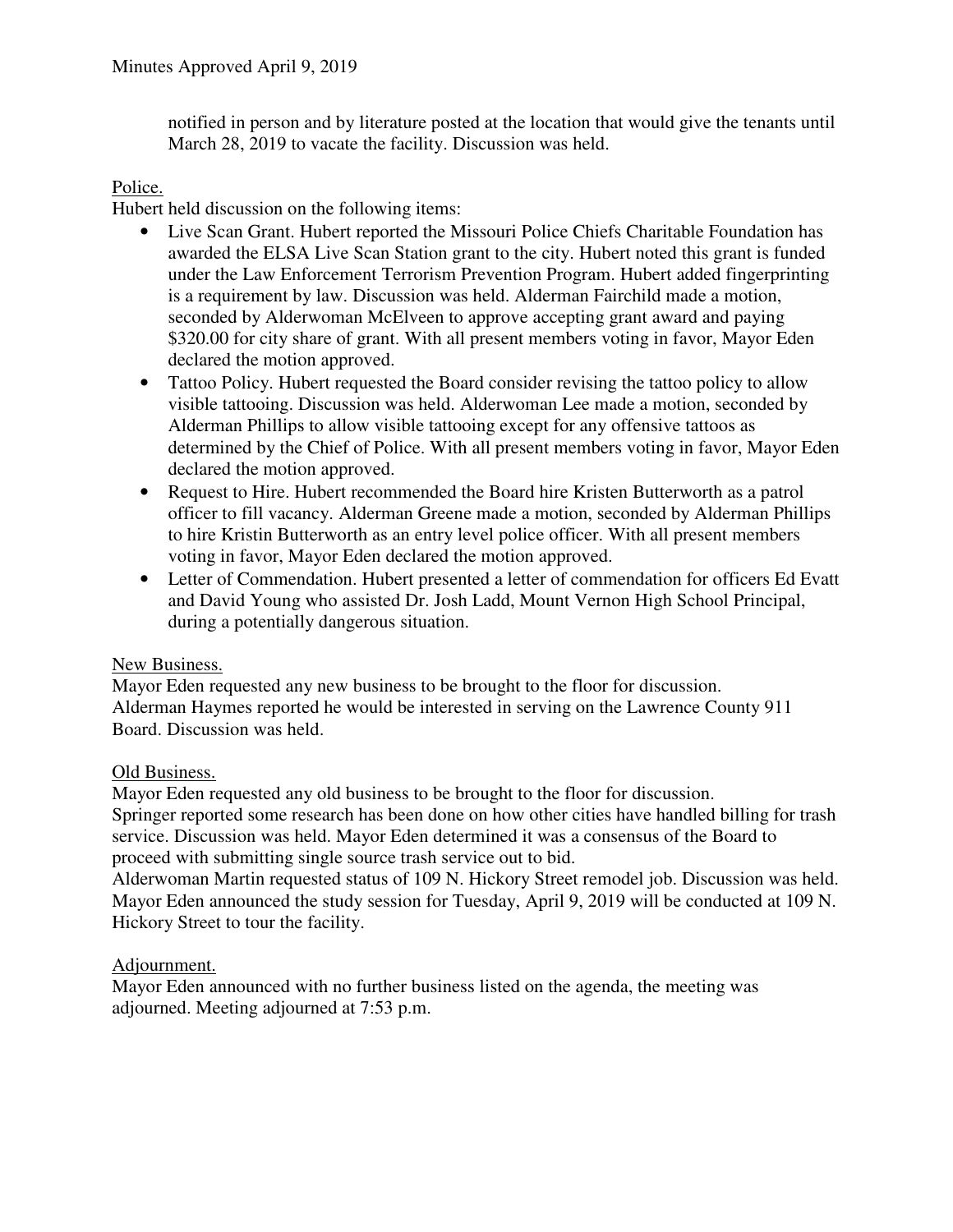notified in person and by literature posted at the location that would give the tenants until March 28, 2019 to vacate the facility. Discussion was held.

Police.

Hubert held discussion on the following items:

- Live Scan Grant. Hubert reported the Missouri Police Chiefs Charitable Foundation has awarded the ELSA Live Scan Station grant to the city. Hubert noted this grant is funded under the Law Enforcement Terrorism Prevention Program. Hubert added fingerprinting is a requirement by law. Discussion was held. Alderman Fairchild made a motion, seconded by Alderwoman McElveen to approve accepting grant award and paying $320.00 for city share of grant. With all present members voting in favor, Mayor Eden declared the motion approved.
- Tattoo Policy. Hubert requested the Board consider revising the tattoo policy to allow visible tattooing. Discussion was held. Alderwoman Lee made a motion, seconded by Alderman Phillips to allow visible tattooing except for any offensive tattoos as determined by the Chief of Police. With all present members voting in favor, Mayor Eden declared the motion approved.
- Request to Hire. Hubert recommended the Board hire Kristen Butterworth as a patrol officer to fill vacancy. Alderman Greene made a motion, seconded by Alderman Phillips to hire Kristin Butterworth as an entry level police officer. With all present members voting in favor, Mayor Eden declared the motion approved.
- Letter of Commendation. Hubert presented a letter of commendation for officers Ed Evatt and David Young who assisted Dr. Josh Ladd, Mount Vernon High School Principal, during a potentially dangerous situation.

New Business.

Mayor Eden requested any new business to be brought to the floor for discussion.
Alderman Haymes reported he would be interested in serving on the Lawrence County 911 Board. Discussion was held.

Old Business.

Mayor Eden requested any old business to be brought to the floor for discussion.
Springer reported some research has been done on how other cities have handled billing for trash service. Discussion was held. Mayor Eden determined it was a consensus of the Board to proceed with submitting single source trash service out to bid.
Alderwoman Martin requested status of 109 N. Hickory Street remodel job. Discussion was held. Mayor Eden announced the study session for Tuesday, April 9, 2019 will be conducted at 109 N. Hickory Street to tour the facility.

Adjournment.

Mayor Eden announced with no further business listed on the agenda, the meeting was adjourned. Meeting adjourned at 7:53 p.m.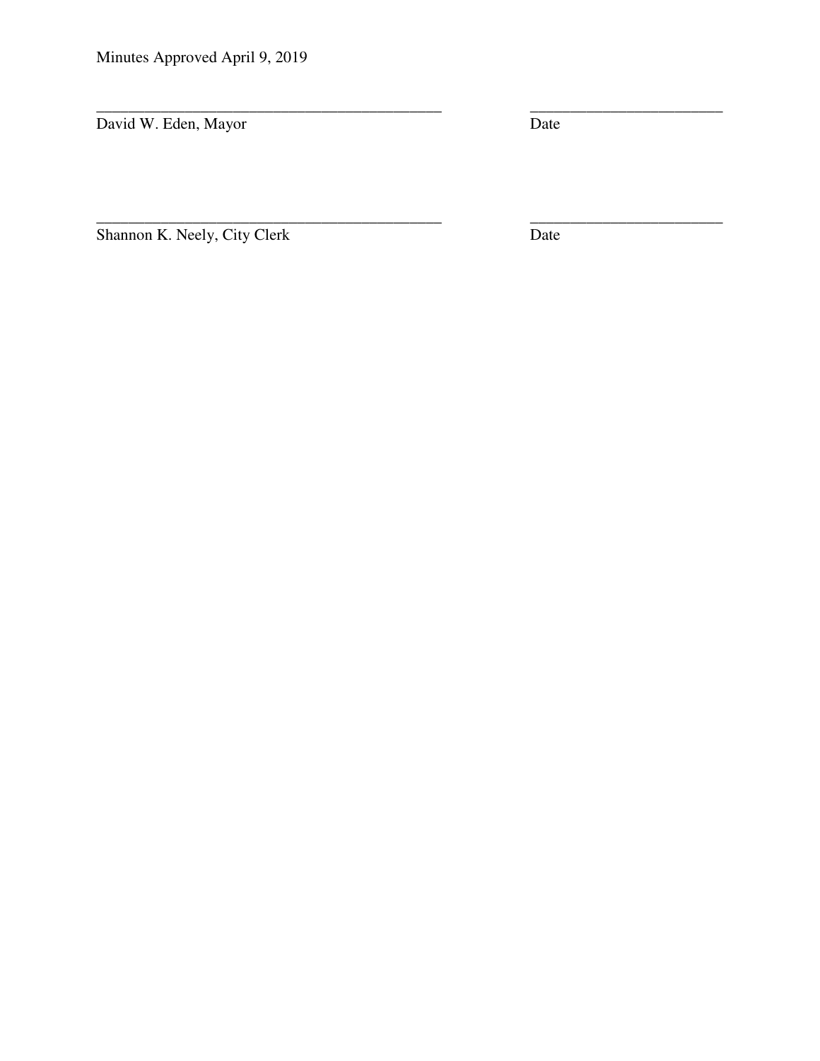Minutes Approved April 9, 2019

_____________________________________________ _________________________

David W. Eden, Mayor Date

_____________________________________________ _________________________

Shannon K. Neely, City Clerk Date